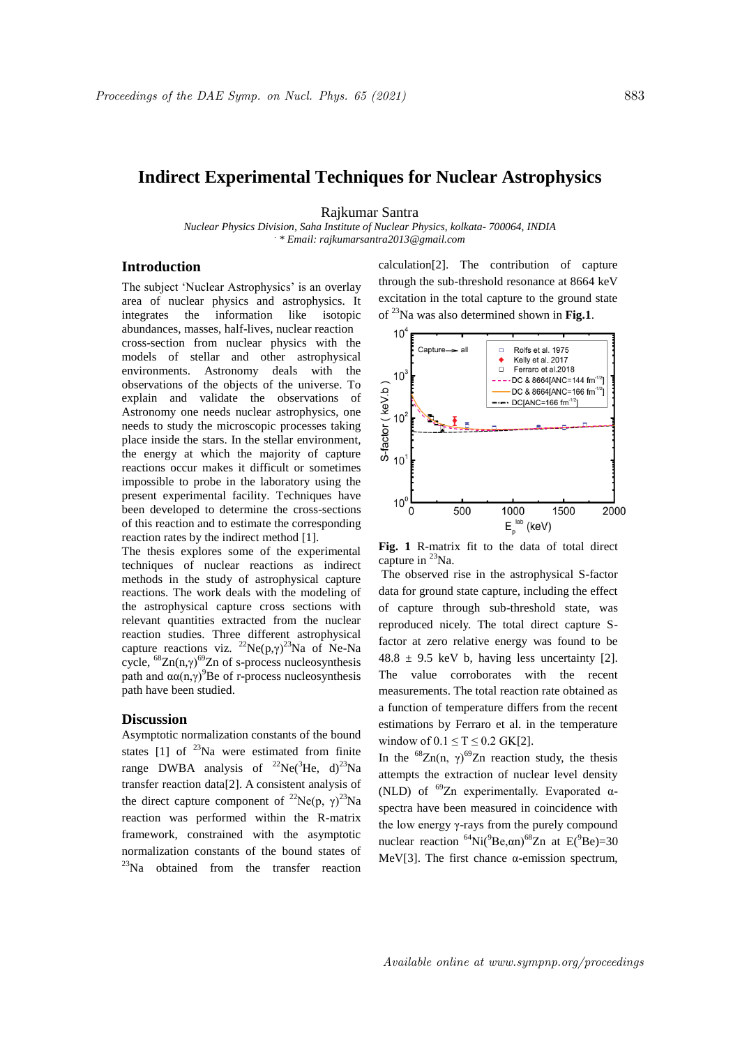# Indirect Experimental Techniques for Nuclear Astrophysics

Rajkumar Santra

*Nuclear Physics Division, Saha Institute of Nuclear Physics, kolkata- 700064, INDIA*
*\* Email: rajkumarsantra2013@gmail.com*

## Introduction

The subject 'Nuclear Astrophysics' is an overlay area of nuclear physics and astrophysics. It integrates the information like isotopic abundances, masses, half-lives, nuclear reaction cross-section from nuclear physics with the models of stellar and other astrophysical environments. Astronomy deals with the observations of the objects of the universe. To explain and validate the observations of Astronomy one needs nuclear astrophysics, one needs to study the microscopic processes taking place inside the stars. In the stellar environment, the energy at which the majority of capture reactions occur makes it difficult or sometimes impossible to probe in the laboratory using the present experimental facility. Techniques have been developed to determine the cross-sections of this reaction and to estimate the corresponding reaction rates by the indirect method [1].

The thesis explores some of the experimental techniques of nuclear reactions as indirect methods in the study of astrophysical capture reactions. The work deals with the modeling of the astrophysical capture cross sections with relevant quantities extracted from the nuclear reaction studies. Three different astrophysical capture reactions viz. $^{22}Ne(p,\gamma)^{23}Na$ of Ne-Na cycle, $^{68}Zn(n,\gamma)^{69}Zn$ of s-process nucleosynthesis path and $\alpha\alpha(n,\gamma)^{9}Be$ of r-process nucleosynthesis path have been studied.

## Discussion

Asymptotic normalization constants of the bound states [1] of $^{23}Na$ were estimated from finite range DWBA analysis of $^{22}Ne(^{3}He, d)^{23}Na$ transfer reaction data[2]. A consistent analysis of the direct capture component of $^{22}Ne(p, \gamma)^{23}Na$ reaction was performed within the R-matrix framework, constrained with the asymptotic normalization constants of the bound states of $^{23}Na$ obtained from the transfer reaction calculation[2]. The contribution of capture through the sub-threshold resonance at 8664 keV excitation in the total capture to the ground state of $^{23}Na$ was also determined shown in **Fig.1**.

**Fig. 1** R-matrix fit to the data of total direct capture in $^{23}Na$.

The observed rise in the astrophysical S-factor data for ground state capture, including the effect of capture through sub-threshold state, was reproduced nicely. The total direct capture S-factor at zero relative energy was found to be 48.8 ± 9.5 keV b, having less uncertainty [2]. The value corroborates with the recent measurements. The total reaction rate obtained as a function of temperature differs from the recent estimations by Ferraro et al. in the temperature window of $0.1 \leq T \leq 0.2$ GK[2].

In the $^{68}Zn(n, \gamma)^{69}Zn$ reaction study, the thesis attempts the extraction of nuclear level density (NLD) of $^{69}Zn$ experimentally. Evaporated α-spectra have been measured in coincidence with the low energy γ-rays from the purely compound nuclear reaction $^{64}Ni(^{9}Be,\alpha n)^{68}Zn$ at $E(^{9}Be)$=30 MeV[3]. The first chance α-emission spectrum,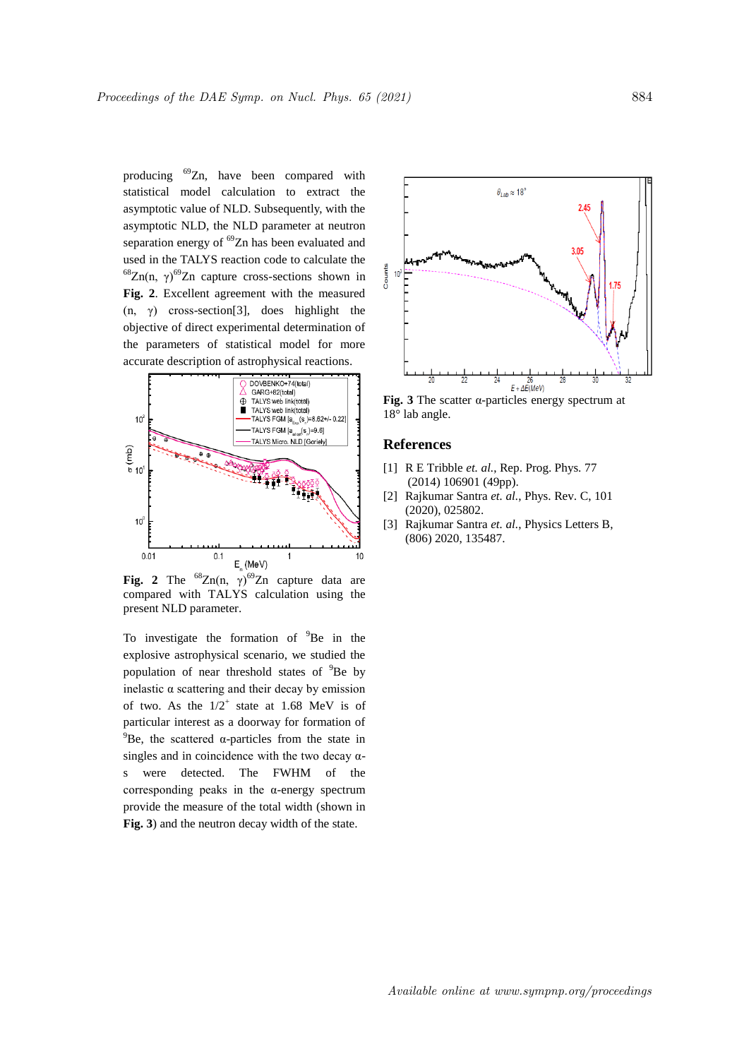producing $^{69}$Zn, have been compared with statistical model calculation to extract the asymptotic value of NLD. Subsequently, with the asymptotic NLD, the NLD parameter at neutron separation energy of $^{69}$Zn has been evaluated and used in the TALYS reaction code to calculate the $^{68}$Zn(n, γ)$^{69}$Zn capture cross-sections shown in **Fig. 2**. Excellent agreement with the measured (n, γ) cross-section[3], does highlight the objective of direct experimental determination of the parameters of statistical model for more accurate description of astrophysical reactions.

DOVBENKO+74(total)
GARG+82(total)
TALYS web link(total)
TALYS web link(total)
TALYS FGM [$a_{Exp}(s_n)$=8.62+/- 0.22]
TALYS FGM [$a_{default}(s_n)$=9.6]
TALYS Micro. NLD [Goriely]
σ (mb)
$10^2$
$10^1$
$10^0$
0.01
0.1
1
10
$E_n$ (MeV)

**Fig. 2** The $^{68}$Zn(n, γ)$^{69}$Zn capture data are compared with TALYS calculation using the present NLD parameter.

To investigate the formation of $^{9}$Be in the explosive astrophysical scenario, we studied the population of near threshold states of $^{9}$Be by inelastic α scattering and their decay by emission of two. As the 1/2$^{+}$ state at 1.68 MeV is of particular interest as a doorway for formation of $^{9}$Be, the scattered α-particles from the state in singles and in coincidence with the two decay α-s were detected. The FWHM of the corresponding peaks in the α-energy spectrum provide the measure of the total width (shown in **Fig. 3**) and the neutron decay width of the state.

$\theta_{Lab} \approx 18^{\circ}$
2.45
3.05
1.75
Counts
$10^2$
20
22
24
26
28
30
32
$E+\Delta E$(MeV)

**Fig. 3** The scatter α-particles energy spectrum at 18° lab angle.

## References

[1] R E Tribble *et. al.*, Rep. Prog. Phys. 77 (2014) 106901 (49pp).

[2] Rajkumar Santra *et. al.*, Phys. Rev. C, 101 (2020), 025802.

[3] Rajkumar Santra *et. al.*, Physics Letters B, (806) 2020, 135487.